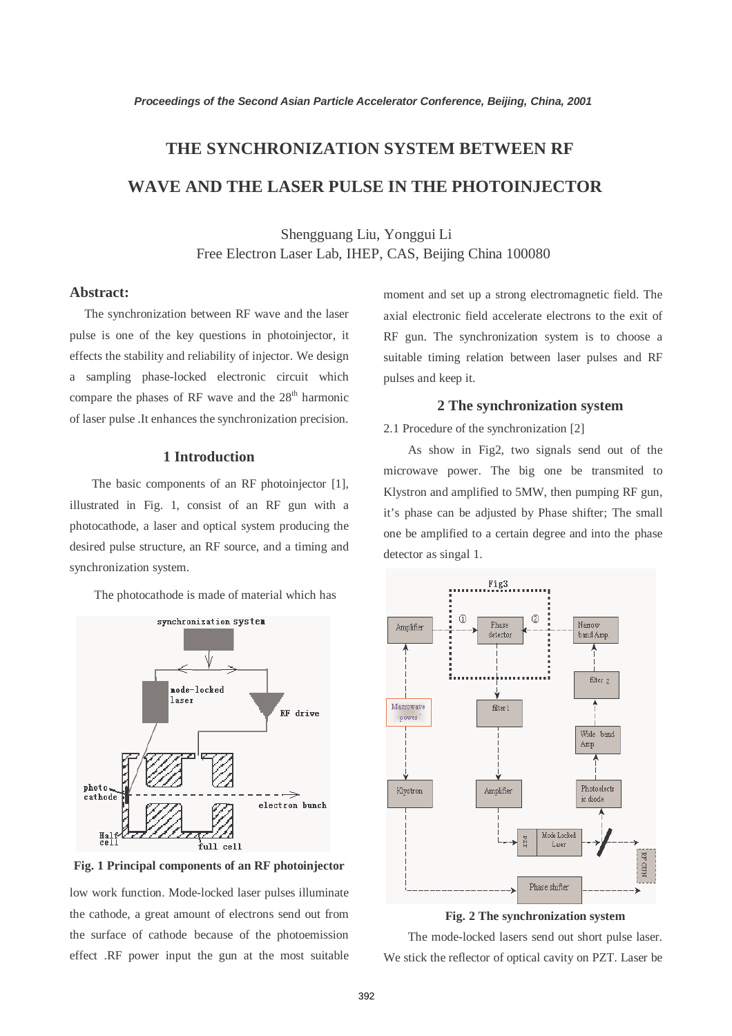# THE SYNCHRONIZATION SYSTEM BETWEEN RF WAVE AND THE LASER PULSE IN THE PHOTOINJECTOR

Shengguang Liu, Yonggui Li
Free Electron Laser Lab, IHEP, CAS, Beijing China 100080

## Abstract:

The synchronization between RF wave and the laser pulse is one of the key questions in photoinjector, it effects the stability and reliability of injector. We design a sampling phase-locked electronic circuit which compare the phases of RF wave and the $28^{th}$ harmonic of laser pulse .It enhances the synchronization precision.

## 1 Introduction

The basic components of an RF photoinjector [1], illustrated in Fig. 1, consist of an RF gun with a photocathode, a laser and optical system producing the desired pulse structure, an RF source, and a timing and synchronization system.

The photocathode is made of material which has low work function. Mode-locked laser pulses illuminate the cathode, a great amount of electrons send out from the surface of cathode because of the photoemission effect .RF power input the gun at the most suitable moment and set up a strong electromagnetic field. The axial electronic field accelerate electrons to the exit of RF gun. The synchronization system is to choose a suitable timing relation between laser pulses and RF pulses and keep it.

**Fig. 1 Principal components of an RF photoinjector**

## 2 The synchronization system

2.1 Procedure of the synchronization [2]

As show in Fig2, two signals send out of the microwave power. The big one be transmited to Klystron and amplified to 5MW, then pumping RF gun, it's phase can be adjusted by Phase shifter; The small one be amplified to a certain degree and into the phase detector as singal 1.

**Fig. 2 The synchronization system**

The mode-locked lasers send out short pulse laser. We stick the reflector of optical cavity on PZT. Laser be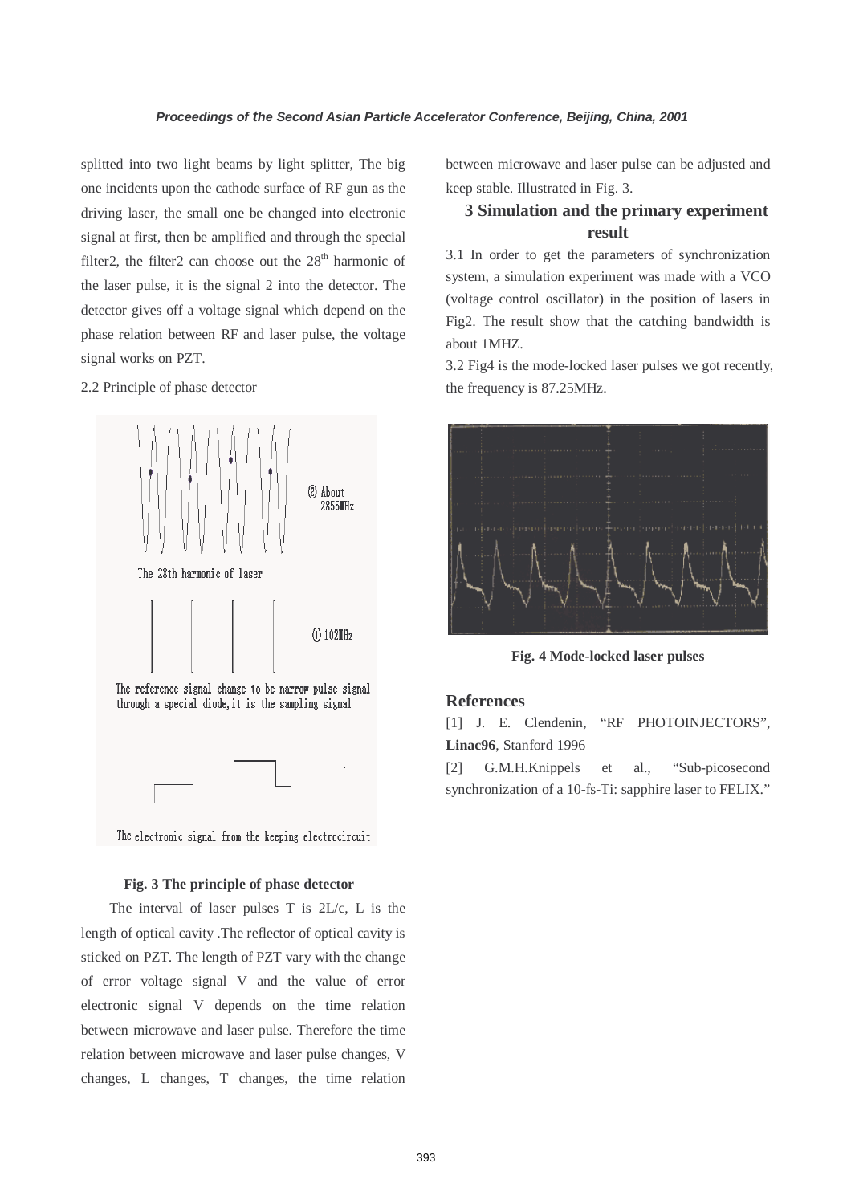splitted into two light beams by light splitter, The big one incidents upon the cathode surface of RF gun as the driving laser, the small one be changed into electronic signal at first, then be amplified and through the special filter2, the filter2 can choose out the $28^{th}$ harmonic of the laser pulse, it is the signal 2 into the detector. The detector gives off a voltage signal which depend on the phase relation between RF and laser pulse, the voltage signal works on PZT.

2.2 Principle of phase detector

② About 2856MHz

The 28th harmonic of laser

① 102MHz

The reference signal change to be narrow pulse signal through a special diode, it is the sampling signal

The electronic signal from the keeping electrocircuit

**Fig. 3 The principle of phase detector**

The interval of laser pulses T is 2L/c, L is the length of optical cavity .The reflector of optical cavity is sticked on PZT. The length of PZT vary with the change of error voltage signal V and the value of error electronic signal V depends on the time relation between microwave and laser pulse. Therefore the time relation between microwave and laser pulse changes, V changes, L changes, T changes, the time relation between microwave and laser pulse can be adjusted and keep stable. Illustrated in Fig. 3.

## 3 Simulation and the primary experiment result

3.1 In order to get the parameters of synchronization system, a simulation experiment was made with a VCO (voltage control oscillator) in the position of lasers in Fig2. The result show that the catching bandwidth is about 1MHZ.

3.2 Fig4 is the mode-locked laser pulses we got recently, the frequency is 87.25MHz.

**Fig. 4 Mode-locked laser pulses**

## References

[1] J. E. Clendenin, “RF PHOTOINJECTORS”, **Linac96**, Stanford 1996

[2] G.M.H.Knippels et al., “Sub-picosecond synchronization of a 10-fs-Ti: sapphire laser to FELIX.”